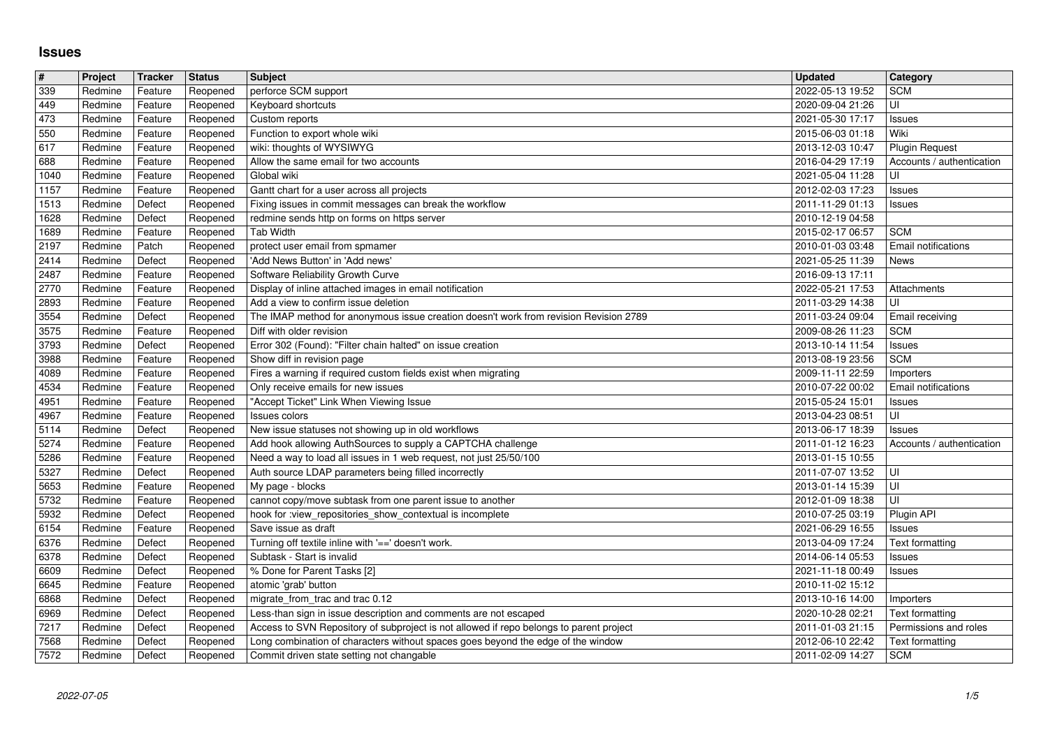# Issues

| # | Project | Tracker | Status | Subject | Updated | Category |
| --- | --- | --- | --- | --- | --- | --- |
| 339 | Redmine | Feature | Reopened | perforce SCM support | 2022-05-13 19:52 | SCM |
| 449 | Redmine | Feature | Reopened | Keyboard shortcuts | 2020-09-04 21:26 | UI |
| 473 | Redmine | Feature | Reopened | Custom reports | 2021-05-30 17:17 | Issues |
| 550 | Redmine | Feature | Reopened | Function to export whole wiki | 2015-06-03 01:18 | Wiki |
| 617 | Redmine | Feature | Reopened | wiki: thoughts of WYSIWYG | 2013-12-03 10:47 | Plugin Request |
| 688 | Redmine | Feature | Reopened | Allow the same email for two accounts | 2016-04-29 17:19 | Accounts / authentication |
| 1040 | Redmine | Feature | Reopened | Global wiki | 2021-05-04 11:28 | UI |
| 1157 | Redmine | Feature | Reopened | Gantt chart for a user across all projects | 2012-02-03 17:23 | Issues |
| 1513 | Redmine | Defect | Reopened | Fixing issues in commit messages can break the workflow | 2011-11-29 01:13 | Issues |
| 1628 | Redmine | Defect | Reopened | redmine sends http on forms on https server | 2010-12-19 04:58 | |
| 1689 | Redmine | Feature | Reopened | Tab Width | 2015-02-17 06:57 | SCM |
| 2197 | Redmine | Patch | Reopened | protect user email from spmamer | 2010-01-03 03:48 | Email notifications |
| 2414 | Redmine | Defect | Reopened | 'Add News Button' in 'Add news' | 2021-05-25 11:39 | News |
| 2487 | Redmine | Feature | Reopened | Software Reliability Growth Curve | 2016-09-13 17:11 | |
| 2770 | Redmine | Feature | Reopened | Display of inline attached images in email notification | 2022-05-21 17:53 | Attachments |
| 2893 | Redmine | Feature | Reopened | Add a view to confirm issue deletion | 2011-03-29 14:38 | UI |
| 3554 | Redmine | Defect | Reopened | The IMAP method for anonymous issue creation doesn't work from revision Revision 2789 | 2011-03-24 09:04 | Email receiving |
| 3575 | Redmine | Feature | Reopened | Diff with older revision | 2009-08-26 11:23 | SCM |
| 3793 | Redmine | Defect | Reopened | Error 302 (Found): "Filter chain halted" on issue creation | 2013-10-14 11:54 | Issues |
| 3988 | Redmine | Feature | Reopened | Show diff in revision page | 2013-08-19 23:56 | SCM |
| 4089 | Redmine | Feature | Reopened | Fires a warning if required custom fields exist when migrating | 2009-11-11 22:59 | Importers |
| 4534 | Redmine | Feature | Reopened | Only receive emails for new issues | 2010-07-22 00:02 | Email notifications |
| 4951 | Redmine | Feature | Reopened | "Accept Ticket" Link When Viewing Issue | 2015-05-24 15:01 | Issues |
| 4967 | Redmine | Feature | Reopened | Issues colors | 2013-04-23 08:51 | UI |
| 5114 | Redmine | Defect | Reopened | New issue statuses not showing up in old workflows | 2013-06-17 18:39 | Issues |
| 5274 | Redmine | Feature | Reopened | Add hook allowing AuthSources to supply a CAPTCHA challenge | 2011-01-12 16:23 | Accounts / authentication |
| 5286 | Redmine | Feature | Reopened | Need a way to load all issues in 1 web request, not just 25/50/100 | 2013-01-15 10:55 | |
| 5327 | Redmine | Defect | Reopened | Auth source LDAP parameters being filled incorrectly | 2011-07-07 13:52 | UI |
| 5653 | Redmine | Feature | Reopened | My page - blocks | 2013-01-14 15:39 | UI |
| 5732 | Redmine | Feature | Reopened | cannot copy/move subtask from one parent issue to another | 2012-01-09 18:38 | UI |
| 5932 | Redmine | Defect | Reopened | hook for :view_repositories_show_contextual is incomplete | 2010-07-25 03:19 | Plugin API |
| 6154 | Redmine | Feature | Reopened | Save issue as draft | 2021-06-29 16:55 | Issues |
| 6376 | Redmine | Defect | Reopened | Turning off textile inline with '==' doesn't work. | 2013-04-09 17:24 | Text formatting |
| 6378 | Redmine | Defect | Reopened | Subtask - Start is invalid | 2014-06-14 05:53 | Issues |
| 6609 | Redmine | Defect | Reopened | % Done for Parent Tasks [2] | 2021-11-18 00:49 | Issues |
| 6645 | Redmine | Feature | Reopened | atomic 'grab' button | 2010-11-02 15:12 | |
| 6868 | Redmine | Defect | Reopened | migrate_from_trac and trac 0.12 | 2013-10-16 14:00 | Importers |
| 6969 | Redmine | Defect | Reopened | Less-than sign in issue description and comments are not escaped | 2020-10-28 02:21 | Text formatting |
| 7217 | Redmine | Defect | Reopened | Access to SVN Repository of subproject is not allowed if repo belongs to parent project | 2011-01-03 21:15 | Permissions and roles |
| 7568 | Redmine | Defect | Reopened | Long combination of characters without spaces goes beyond the edge of the window | 2012-06-10 22:42 | Text formatting |
| 7572 | Redmine | Defect | Reopened | Commit driven state setting not changable | 2011-02-09 14:27 | SCM |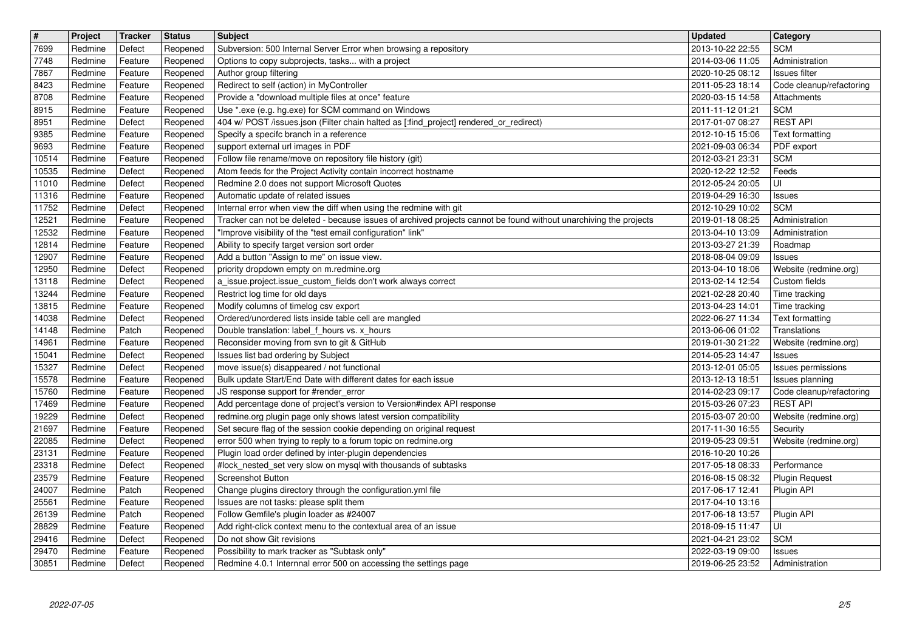| # | Project | Tracker | Status | Subject | Updated | Category |
|---|---|---|---|---|---|---|
| 7699 | Redmine | Defect | Reopened | Subversion: 500 Internal Server Error when browsing a repository | 2013-10-22 22:55 | SCM |
| 7748 | Redmine | Feature | Reopened | Options to copy subprojects, tasks... with a project | 2014-03-06 11:05 | Administration |
| 7867 | Redmine | Feature | Reopened | Author group filtering | 2020-10-25 08:12 | Issues filter |
| 8423 | Redmine | Feature | Reopened | Redirect to self (action) in MyController | 2011-05-23 18:14 | Code cleanup/refactoring |
| 8708 | Redmine | Feature | Reopened | Provide a "download multiple files at once" feature | 2020-03-15 14:58 | Attachments |
| 8915 | Redmine | Feature | Reopened | Use *.exe (e.g. hg.exe) for SCM command on Windows | 2011-11-12 01:21 | SCM |
| 8951 | Redmine | Defect | Reopened | 404 w/ POST /issues.json (Filter chain halted as [:find_project] rendered_or_redirect) | 2017-01-07 08:27 | REST API |
| 9385 | Redmine | Feature | Reopened | Specify a specifc branch in a reference | 2012-10-15 15:06 | Text formatting |
| 9693 | Redmine | Feature | Reopened | support external url images in PDF | 2021-09-03 06:34 | PDF export |
| 10514 | Redmine | Feature | Reopened | Follow file rename/move on repository file history (git) | 2012-03-21 23:31 | SCM |
| 10535 | Redmine | Defect | Reopened | Atom feeds for the Project Activity contain incorrect hostname | 2020-12-22 12:52 | Feeds |
| 11010 | Redmine | Defect | Reopened | Redmine 2.0 does not support Microsoft Quotes | 2012-05-24 20:05 | UI |
| 11316 | Redmine | Feature | Reopened | Automatic update of related issues | 2019-04-29 16:30 | Issues |
| 11752 | Redmine | Defect | Reopened | Internal error when view the diff when using the redmine with git | 2012-10-29 10:02 | SCM |
| 12521 | Redmine | Feature | Reopened | Tracker can not be deleted - because issues of archived projects cannot be found without unarchiving the projects | 2019-01-18 08:25 | Administration |
| 12532 | Redmine | Feature | Reopened | "Improve visibility of the "test email configuration" link" | 2013-04-10 13:09 | Administration |
| 12814 | Redmine | Feature | Reopened | Ability to specify target version sort order | 2013-03-27 21:39 | Roadmap |
| 12907 | Redmine | Feature | Reopened | Add a button "Assign to me" on issue view. | 2018-08-04 09:09 | Issues |
| 12950 | Redmine | Defect | Reopened | priority dropdown empty on m.redmine.org | 2013-04-10 18:06 | Website (redmine.org) |
| 13118 | Redmine | Defect | Reopened | a_issue.project.issue_custom_fields don't work always correct | 2013-02-14 12:54 | Custom fields |
| 13244 | Redmine | Feature | Reopened | Restrict log time for old days | 2021-02-28 20:40 | Time tracking |
| 13815 | Redmine | Feature | Reopened | Modify columns of timelog csv export | 2013-04-23 14:01 | Time tracking |
| 14038 | Redmine | Defect | Reopened | Ordered/unordered lists inside table cell are mangled | 2022-06-27 11:34 | Text formatting |
| 14148 | Redmine | Patch | Reopened | Double translation: label_f_hours vs. x_hours | 2013-06-06 01:02 | Translations |
| 14961 | Redmine | Feature | Reopened | Reconsider moving from svn to git & GitHub | 2019-01-30 21:22 | Website (redmine.org) |
| 15041 | Redmine | Defect | Reopened | Issues list bad ordering by Subject | 2014-05-23 14:47 | Issues |
| 15327 | Redmine | Defect | Reopened | move issue(s) disappeared / not functional | 2013-12-01 05:05 | Issues permissions |
| 15578 | Redmine | Feature | Reopened | Bulk update Start/End Date with different dates for each issue | 2013-12-13 18:51 | Issues planning |
| 15760 | Redmine | Feature | Reopened | JS response support for #render_error | 2014-02-23 09:17 | Code cleanup/refactoring |
| 17469 | Redmine | Feature | Reopened | Add percentage done of project's version to Version#index API response | 2015-03-26 07:23 | REST API |
| 19229 | Redmine | Defect | Reopened | redmine.org plugin page only shows latest version compatibility | 2015-03-07 20:00 | Website (redmine.org) |
| 21697 | Redmine | Feature | Reopened | Set secure flag of the session cookie depending on original request | 2017-11-30 16:55 | Security |
| 22085 | Redmine | Defect | Reopened | error 500 when trying to reply to a forum topic on redmine.org | 2019-05-23 09:51 | Website (redmine.org) |
| 23131 | Redmine | Feature | Reopened | Plugin load order defined by inter-plugin dependencies | 2016-10-20 10:26 | |
| 23318 | Redmine | Defect | Reopened | #lock_nested_set very slow on mysql with thousands of subtasks | 2017-05-18 08:33 | Performance |
| 23579 | Redmine | Feature | Reopened | Screenshot Button | 2016-08-15 08:32 | Plugin Request |
| 24007 | Redmine | Patch | Reopened | Change plugins directory through the configuration.yml file | 2017-06-17 12:41 | Plugin API |
| 25561 | Redmine | Feature | Reopened | Issues are not tasks: please split them | 2017-04-10 13:16 | |
| 26139 | Redmine | Patch | Reopened | Follow Gemfile's plugin loader as #24007 | 2017-06-18 13:57 | Plugin API |
| 28829 | Redmine | Feature | Reopened | Add right-click context menu to the contextual area of an issue | 2018-09-15 11:47 | UI |
| 29416 | Redmine | Defect | Reopened | Do not show Git revisions | 2021-04-21 23:02 | SCM |
| 29470 | Redmine | Feature | Reopened | Possibility to mark tracker as "Subtask only" | 2022-03-19 09:00 | Issues |
| 30851 | Redmine | Defect | Reopened | Redmine 4.0.1 Internnal error 500 on accessing the settings page | 2019-06-25 23:52 | Administration |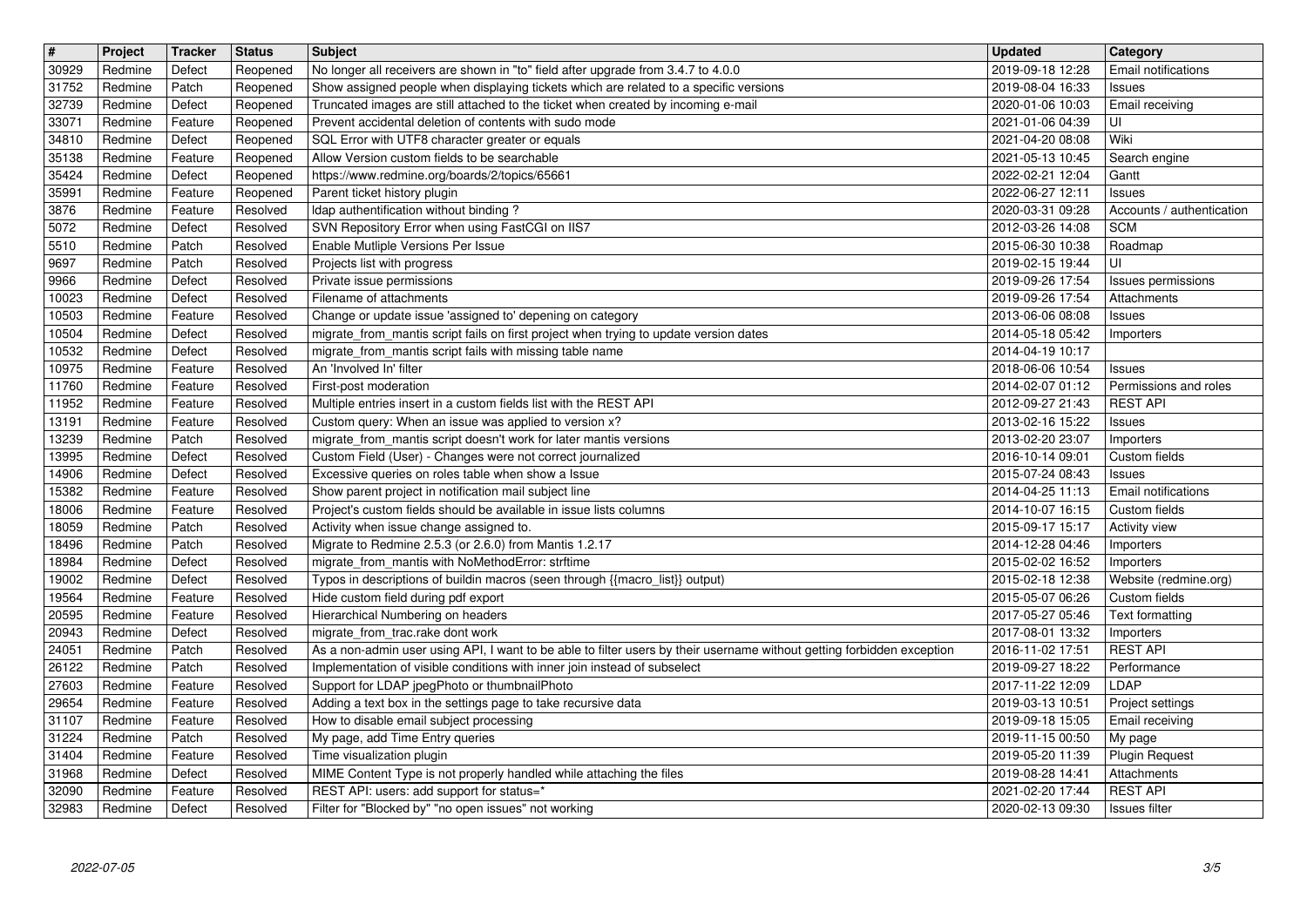| # | Project | Tracker | Status | Subject | Updated | Category |
|---|---|---|---|---|---|---|
| 30929 | Redmine | Defect | Reopened | No longer all receivers are shown in "to" field after upgrade from 3.4.7 to 4.0.0 | 2019-09-18 12:28 | Email notifications |
| 31752 | Redmine | Patch | Reopened | Show assigned people when displaying tickets which are related to a specific versions | 2019-08-04 16:33 | Issues |
| 32739 | Redmine | Defect | Reopened | Truncated images are still attached to the ticket when created by incoming e-mail | 2020-01-06 10:03 | Email receiving |
| 33071 | Redmine | Feature | Reopened | Prevent accidental deletion of contents with sudo mode | 2021-01-06 04:39 | UI |
| 34810 | Redmine | Defect | Reopened | SQL Error with UTF8 character greater or equals | 2021-04-20 08:08 | Wiki |
| 35138 | Redmine | Feature | Reopened | Allow Version custom fields to be searchable | 2021-05-13 10:45 | Search engine |
| 35424 | Redmine | Defect | Reopened | https://www.redmine.org/boards/2/topics/65661 | 2022-02-21 12:04 | Gantt |
| 35991 | Redmine | Feature | Reopened | Parent ticket history plugin | 2022-06-27 12:11 | Issues |
| 3876 | Redmine | Feature | Resolved | ldap authentification without binding ? | 2020-03-31 09:28 | Accounts / authentication |
| 5072 | Redmine | Defect | Resolved | SVN Repository Error when using FastCGI on IIS7 | 2012-03-26 14:08 | SCM |
| 5510 | Redmine | Patch | Resolved | Enable Mutliple Versions Per Issue | 2015-06-30 10:38 | Roadmap |
| 9697 | Redmine | Patch | Resolved | Projects list with progress | 2019-02-15 19:44 | UI |
| 9966 | Redmine | Defect | Resolved | Private issue permissions | 2019-09-26 17:54 | Issues permissions |
| 10023 | Redmine | Defect | Resolved | Filename of attachments | 2019-09-26 17:54 | Attachments |
| 10503 | Redmine | Feature | Resolved | Change or update issue 'assigned to' depening on category | 2013-06-06 08:08 | Issues |
| 10504 | Redmine | Defect | Resolved | migrate_from_mantis script fails on first project when trying to update version dates | 2014-05-18 05:42 | Importers |
| 10532 | Redmine | Defect | Resolved | migrate_from_mantis script fails with missing table name | 2014-04-19 10:17 | |
| 10975 | Redmine | Feature | Resolved | An 'Involved In' filter | 2018-06-06 10:54 | Issues |
| 11760 | Redmine | Feature | Resolved | First-post moderation | 2014-02-07 01:12 | Permissions and roles |
| 11952 | Redmine | Feature | Resolved | Multiple entries insert in a custom fields list with the REST API | 2012-09-27 21:43 | REST API |
| 13191 | Redmine | Feature | Resolved | Custom query: When an issue was applied to version x? | 2013-02-16 15:22 | Issues |
| 13239 | Redmine | Patch | Resolved | migrate_from_mantis script doesn't work for later mantis versions | 2013-02-20 23:07 | Importers |
| 13995 | Redmine | Defect | Resolved | Custom Field (User) - Changes were not correct journalized | 2016-10-14 09:01 | Custom fields |
| 14906 | Redmine | Defect | Resolved | Excessive queries on roles table when show a Issue | 2015-07-24 08:43 | Issues |
| 15382 | Redmine | Feature | Resolved | Show parent project in notification mail subject line | 2014-04-25 11:13 | Email notifications |
| 18006 | Redmine | Feature | Resolved | Project's custom fields should be available in issue lists columns | 2014-10-07 16:15 | Custom fields |
| 18059 | Redmine | Patch | Resolved | Activity when issue change assigned to. | 2015-09-17 15:17 | Activity view |
| 18496 | Redmine | Patch | Resolved | Migrate to Redmine 2.5.3 (or 2.6.0) from Mantis 1.2.17 | 2014-12-28 04:46 | Importers |
| 18984 | Redmine | Defect | Resolved | migrate_from_mantis with NoMethodError: strftime | 2015-02-02 16:52 | Importers |
| 19002 | Redmine | Defect | Resolved | Typos in descriptions of buildin macros (seen through {{macro_list}} output) | 2015-02-18 12:38 | Website (redmine.org) |
| 19564 | Redmine | Feature | Resolved | Hide custom field during pdf export | 2015-05-07 06:26 | Custom fields |
| 20595 | Redmine | Feature | Resolved | Hierarchical Numbering on headers | 2017-05-27 05:46 | Text formatting |
| 20943 | Redmine | Defect | Resolved | migrate_from_trac.rake dont work | 2017-08-01 13:32 | Importers |
| 24051 | Redmine | Patch | Resolved | As a non-admin user using API, I want to be able to filter users by their username without getting forbidden exception | 2016-11-02 17:51 | REST API |
| 26122 | Redmine | Patch | Resolved | Implementation of visible conditions with inner join instead of subselect | 2019-09-27 18:22 | Performance |
| 27603 | Redmine | Feature | Resolved | Support for LDAP jpegPhoto or thumbnailPhoto | 2017-11-22 12:09 | LDAP |
| 29654 | Redmine | Feature | Resolved | Adding a text box in the settings page to take recursive data | 2019-03-13 10:51 | Project settings |
| 31107 | Redmine | Feature | Resolved | How to disable email subject processing | 2019-09-18 15:05 | Email receiving |
| 31224 | Redmine | Patch | Resolved | My page, add Time Entry queries | 2019-11-15 00:50 | My page |
| 31404 | Redmine | Feature | Resolved | Time visualization plugin | 2019-05-20 11:39 | Plugin Request |
| 31968 | Redmine | Defect | Resolved | MIME Content Type is not properly handled while attaching the files | 2019-08-28 14:41 | Attachments |
| 32090 | Redmine | Feature | Resolved | REST API: users: add support for status=* | 2021-02-20 17:44 | REST API |
| 32983 | Redmine | Defect | Resolved | Filter for "Blocked by" "no open issues" not working | 2020-02-13 09:30 | Issues filter |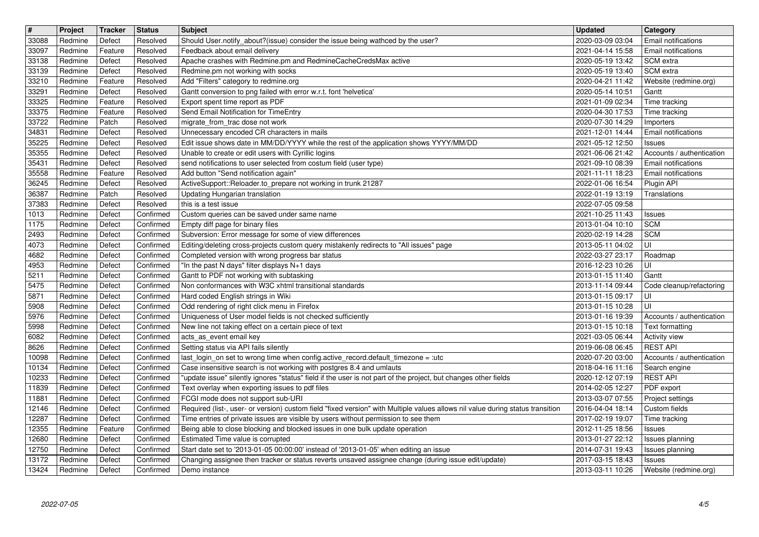| # | Project | Tracker | Status | Subject | Updated | Category |
| --- | --- | --- | --- | --- | --- | --- |
| 33088 | Redmine | Defect | Resolved | Should User.notify_about?(issue) consider the issue being wathced by the user? | 2020-03-09 03:04 | Email notifications |
| 33097 | Redmine | Feature | Resolved | Feedback about email delivery | 2021-04-14 15:58 | Email notifications |
| 33138 | Redmine | Defect | Resolved | Apache crashes with Redmine.pm and RedmineCacheCredsMax active | 2020-05-19 13:42 | SCM extra |
| 33139 | Redmine | Defect | Resolved | Redmine.pm not working with socks | 2020-05-19 13:40 | SCM extra |
| 33210 | Redmine | Feature | Resolved | Add "Filters" category to redmine.org | 2020-04-21 11:42 | Website (redmine.org) |
| 33291 | Redmine | Defect | Resolved | Gantt conversion to png failed with error w.r.t. font 'helvetica' | 2020-05-14 10:51 | Gantt |
| 33325 | Redmine | Feature | Resolved | Export spent time report as PDF | 2021-01-09 02:34 | Time tracking |
| 33375 | Redmine | Feature | Resolved | Send Email Notification for TimeEntry | 2020-04-30 17:53 | Time tracking |
| 33722 | Redmine | Patch | Resolved | migrate_from_trac dose not work | 2020-07-30 14:29 | Importers |
| 34831 | Redmine | Defect | Resolved | Unnecessary encoded CR characters in mails | 2021-12-01 14:44 | Email notifications |
| 35225 | Redmine | Defect | Resolved | Edit issue shows date in MM/DD/YYYY while the rest of the application shows YYYY/MM/DD | 2021-05-12 12:50 | Issues |
| 35355 | Redmine | Defect | Resolved | Unable to create or edit users with Cyrillic logins | 2021-06-06 21:42 | Accounts / authentication |
| 35431 | Redmine | Defect | Resolved | send notifications to user selected from costum field (user type) | 2021-09-10 08:39 | Email notifications |
| 35558 | Redmine | Feature | Resolved | Add button "Send notification again" | 2021-11-11 18:23 | Email notifications |
| 36245 | Redmine | Defect | Resolved | ActiveSupport::Reloader.to_prepare not working in trunk 21287 | 2022-01-06 16:54 | Plugin API |
| 36387 | Redmine | Patch | Resolved | Updating Hungarian translation | 2022-01-19 13:19 | Translations |
| 37383 | Redmine | Defect | Resolved | this is a test issue | 2022-07-05 09:58 | |
| 1013 | Redmine | Defect | Confirmed | Custom queries can be saved under same name | 2021-10-25 11:43 | Issues |
| 1175 | Redmine | Defect | Confirmed | Empty diff page for binary files | 2013-01-04 10:10 | SCM |
| 2493 | Redmine | Defect | Confirmed | Subversion: Error message for some of view differences | 2020-02-19 14:28 | SCM |
| 4073 | Redmine | Defect | Confirmed | Editing/deleting cross-projects custom query mistakenly redirects to "All issues" page | 2013-05-11 04:02 | UI |
| 4682 | Redmine | Defect | Confirmed | Completed version with wrong progress bar status | 2022-03-27 23:17 | Roadmap |
| 4953 | Redmine | Defect | Confirmed | "In the past N days" filter displays N+1 days | 2016-12-23 10:26 | UI |
| 5211 | Redmine | Defect | Confirmed | Gantt to PDF not working with subtasking | 2013-01-15 11:40 | Gantt |
| 5475 | Redmine | Defect | Confirmed | Non conformances with W3C xhtml transitional standards | 2013-11-14 09:44 | Code cleanup/refactoring |
| 5871 | Redmine | Defect | Confirmed | Hard coded English strings in Wiki | 2013-01-15 09:17 | UI |
| 5908 | Redmine | Defect | Confirmed | Odd rendering of right click menu in Firefox | 2013-01-15 10:28 | UI |
| 5976 | Redmine | Defect | Confirmed | Uniqueness of User model fields is not checked sufficiently | 2013-01-16 19:39 | Accounts / authentication |
| 5998 | Redmine | Defect | Confirmed | New line not taking effect on a certain piece of text | 2013-01-15 10:18 | Text formatting |
| 6082 | Redmine | Defect | Confirmed | acts_as_event email key | 2021-03-05 06:44 | Activity view |
| 8626 | Redmine | Defect | Confirmed | Setting status via API fails silently | 2019-06-08 06:45 | REST API |
| 10098 | Redmine | Defect | Confirmed | last_login_on set to wrong time when config.active_record.default_timezone = :utc | 2020-07-20 03:00 | Accounts / authentication |
| 10134 | Redmine | Defect | Confirmed | Case insensitive search is not working with postgres 8.4 and umlauts | 2018-04-16 11:16 | Search engine |
| 10233 | Redmine | Defect | Confirmed | "update issue" silently ignores "status" field if the user is not part of the project, but changes other fields | 2020-12-12 07:19 | REST API |
| 11839 | Redmine | Defect | Confirmed | Text overlay when exporting issues to pdf files | 2014-02-05 12:27 | PDF export |
| 11881 | Redmine | Defect | Confirmed | FCGI mode does not support sub-URI | 2013-03-07 07:55 | Project settings |
| 12146 | Redmine | Defect | Confirmed | Required (list-, user- or version) custom field "fixed version" with Multiple values allows nil value during status transition | 2016-04-04 18:14 | Custom fields |
| 12287 | Redmine | Defect | Confirmed | Time entries of private issues are visible by users without permission to see them | 2017-02-19 19:07 | Time tracking |
| 12355 | Redmine | Feature | Confirmed | Being able to close blocking and blocked issues in one bulk update operation | 2012-11-25 18:56 | Issues |
| 12680 | Redmine | Defect | Confirmed | Estimated Time value is corrupted | 2013-01-27 22:12 | Issues planning |
| 12750 | Redmine | Defect | Confirmed | Start date set to '2013-01-05 00:00:00' instead of '2013-01-05' when editing an issue | 2014-07-31 19:43 | Issues planning |
| 13172 | Redmine | Defect | Confirmed | Changing assignee then tracker or status reverts unsaved assignee change (during issue edit/update) | 2017-03-15 18:43 | Issues |
| 13424 | Redmine | Defect | Confirmed | Demo instance | 2013-03-11 10:26 | Website (redmine.org) |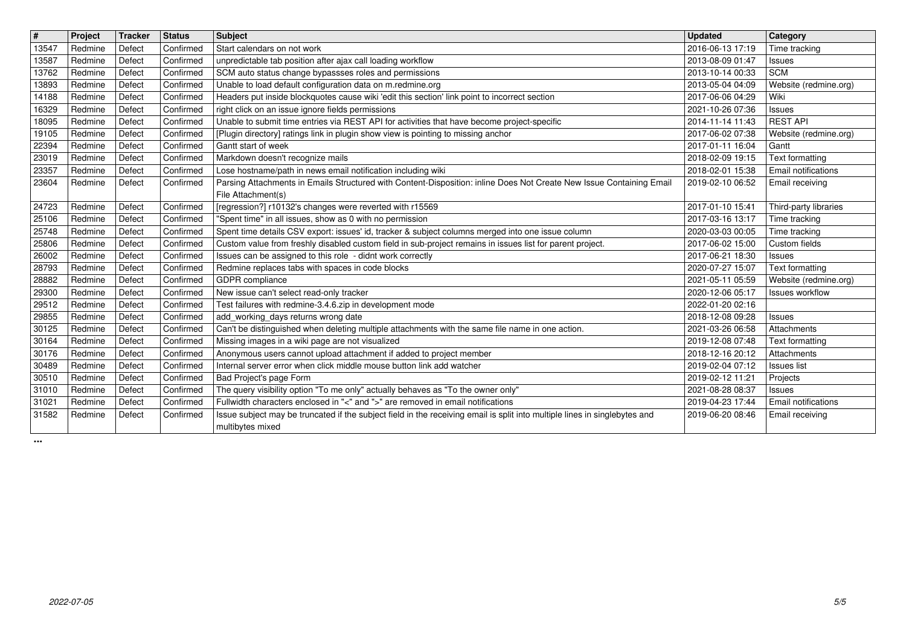| # | Project | Tracker | Status | Subject | Updated | Category |
|---|---|---|---|---|---|---|
| 13547 | Redmine | Defect | Confirmed | Start calendars on not work | 2016-06-13 17:19 | Time tracking |
| 13587 | Redmine | Defect | Confirmed | unpredictable tab position after ajax call loading workflow | 2013-08-09 01:47 | Issues |
| 13762 | Redmine | Defect | Confirmed | SCM auto status change bypassses roles and permissions | 2013-10-14 00:33 | SCM |
| 13893 | Redmine | Defect | Confirmed | Unable to load default configuration data on m.redmine.org | 2013-05-04 04:09 | Website (redmine.org) |
| 14188 | Redmine | Defect | Confirmed | Headers put inside blockquotes cause wiki 'edit this section' link point to incorrect section | 2017-06-06 04:29 | Wiki |
| 16329 | Redmine | Defect | Confirmed | right click on an issue ignore fields permissions | 2021-10-26 07:36 | Issues |
| 18095 | Redmine | Defect | Confirmed | Unable to submit time entries via REST API for activities that have become project-specific | 2014-11-14 11:43 | REST API |
| 19105 | Redmine | Defect | Confirmed | [Plugin directory] ratings link in plugin show view is pointing to missing anchor | 2017-06-02 07:38 | Website (redmine.org) |
| 22394 | Redmine | Defect | Confirmed | Gantt start of week | 2017-01-11 16:04 | Gantt |
| 23019 | Redmine | Defect | Confirmed | Markdown doesn't recognize mails | 2018-02-09 19:15 | Text formatting |
| 23357 | Redmine | Defect | Confirmed | Lose hostname/path in news email notification including wiki | 2018-02-01 15:38 | Email notifications |
| 23604 | Redmine | Defect | Confirmed | Parsing Attachments in Emails Structured with Content-Disposition: inline Does Not Create New Issue Containing Email File Attachment(s) | 2019-02-10 06:52 | Email receiving |
| 24723 | Redmine | Defect | Confirmed | [regression?] r10132's changes were reverted with r15569 | 2017-01-10 15:41 | Third-party libraries |
| 25106 | Redmine | Defect | Confirmed | "Spent time" in all issues, show as 0 with no permission | 2017-03-16 13:17 | Time tracking |
| 25748 | Redmine | Defect | Confirmed | Spent time details CSV export: issues' id, tracker & subject columns merged into one issue column | 2020-03-03 00:05 | Time tracking |
| 25806 | Redmine | Defect | Confirmed | Custom value from freshly disabled custom field in sub-project remains in issues list for parent project. | 2017-06-02 15:00 | Custom fields |
| 26002 | Redmine | Defect | Confirmed | Issues can be assigned to this role - didnt work correctly | 2017-06-21 18:30 | Issues |
| 28793 | Redmine | Defect | Confirmed | Redmine replaces tabs with spaces in code blocks | 2020-07-27 15:07 | Text formatting |
| 28882 | Redmine | Defect | Confirmed | GDPR compliance | 2021-05-11 05:59 | Website (redmine.org) |
| 29300 | Redmine | Defect | Confirmed | New issue can't select read-only tracker | 2020-12-06 05:17 | Issues workflow |
| 29512 | Redmine | Defect | Confirmed | Test failures with redmine-3.4.6.zip in development mode | 2022-01-20 02:16 | |
| 29855 | Redmine | Defect | Confirmed | add_working_days returns wrong date | 2018-12-08 09:28 | Issues |
| 30125 | Redmine | Defect | Confirmed | Can't be distinguished when deleting multiple attachments with the same file name in one action. | 2021-03-26 06:58 | Attachments |
| 30164 | Redmine | Defect | Confirmed | Missing images in a wiki page are not visualized | 2019-12-08 07:48 | Text formatting |
| 30176 | Redmine | Defect | Confirmed | Anonymous users cannot upload attachment if added to project member | 2018-12-16 20:12 | Attachments |
| 30489 | Redmine | Defect | Confirmed | Internal server error when click middle mouse button link add watcher | 2019-02-04 07:12 | Issues list |
| 30510 | Redmine | Defect | Confirmed | Bad Project's page Form | 2019-02-12 11:21 | Projects |
| 31010 | Redmine | Defect | Confirmed | The query visibility option "To me only" actually behaves as "To the owner only" | 2021-08-28 08:37 | Issues |
| 31021 | Redmine | Defect | Confirmed | Fullwidth characters enclosed in "<" and ">" are removed in email notifications | 2019-04-23 17:44 | Email notifications |
| 31582 | Redmine | Defect | Confirmed | Issue subject may be truncated if the subject field in the receiving email is split into multiple lines in singlebytes and multibytes mixed | 2019-06-20 08:46 | Email receiving |

...